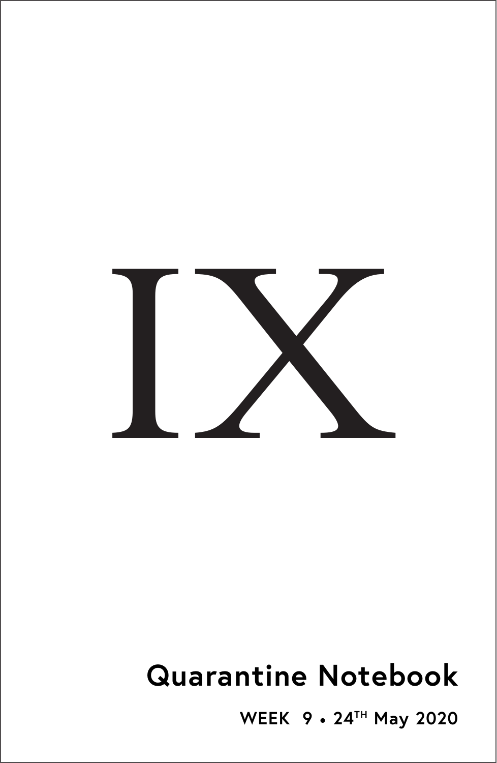# IX

## Quarantine Notebook

**WEEK 9 • 24TH May 2020**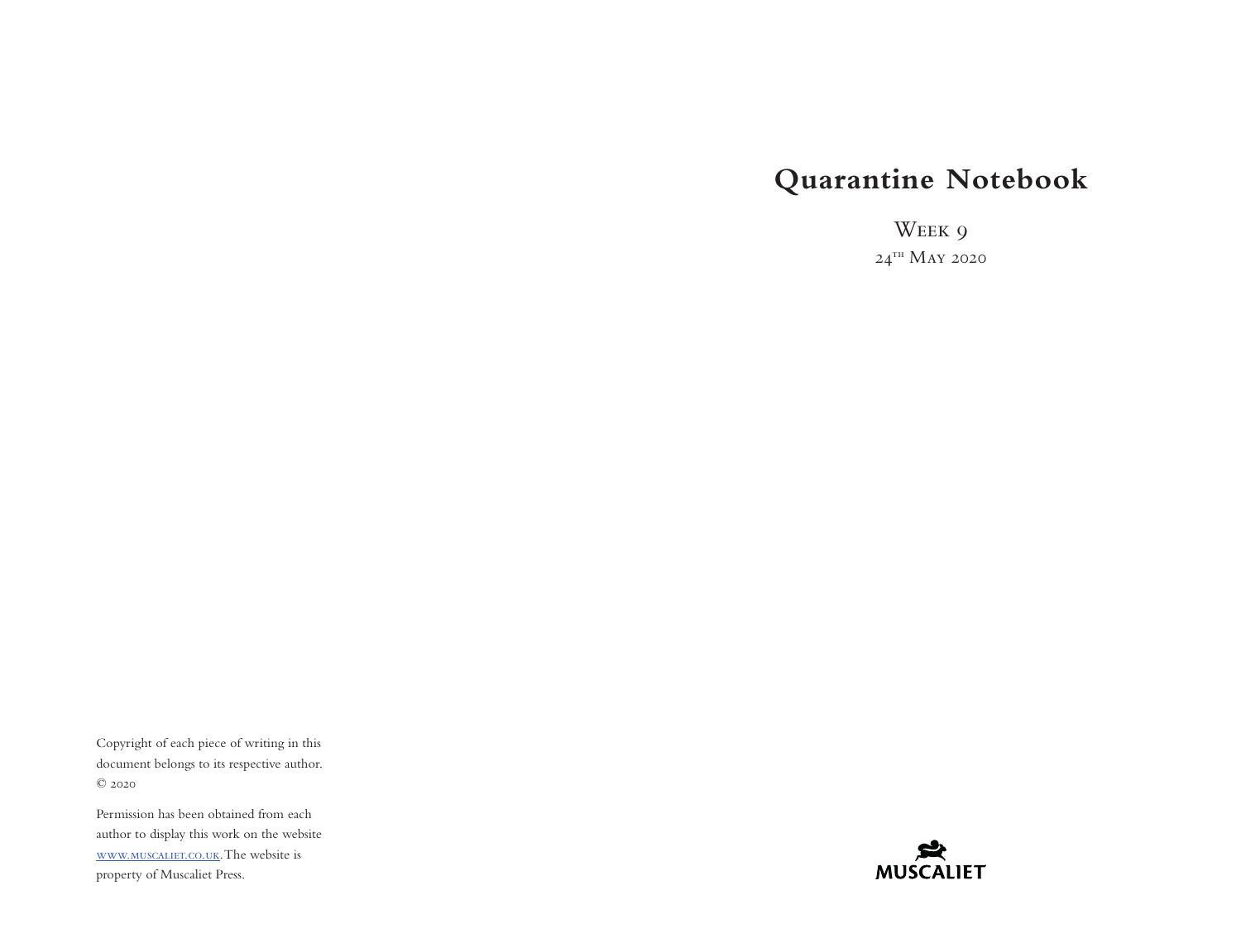# Quarantine Notebook

Week 9

24th May 2020

Copyright of each piece of writing in this document belongs to its respective author. © 2020

Permission has been obtained from each author to display this work on the website www.muscaliet.co.uk. The website is property of Muscaliet Press.

MUSCALIET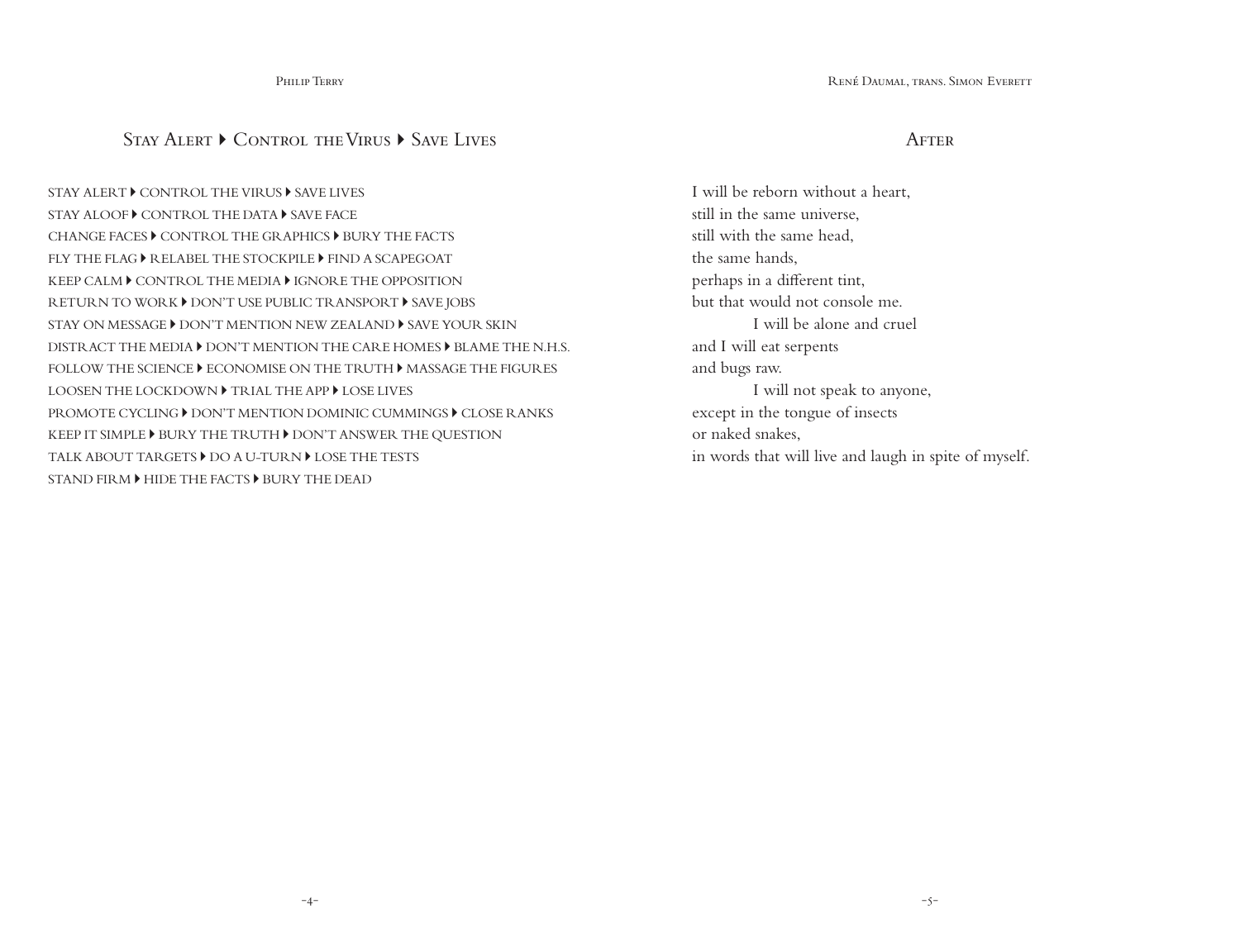Philip Terry

## Stay Alert ▸ Control the Virus ▸ Save Lives

STAY ALERT ▸ CONTROL THE VIRUS ▸ SAVE LIVES  
STAY ALOOF ▸ CONTROL THE DATA ▸ SAVE FACE  
CHANGE FACES ▸ CONTROL THE GRAPHICS ▸ BURY THE FACTS  
FLY THE FLAG ▸ RELABEL THE STOCKPILE ▸ FIND A SCAPEGOAT  
KEEP CALM ▸ CONTROL THE MEDIA ▸ IGNORE THE OPPOSITION  
RETURN TO WORK ▸ DON'T USE PUBLIC TRANSPORT ▸ SAVE JOBS  
STAY ON MESSAGE ▸ DON'T MENTION NEW ZEALAND ▸ SAVE YOUR SKIN  
DISTRACT THE MEDIA ▸ DON'T MENTION THE CARE HOMES ▸ BLAME THE N.H.S.  
FOLLOW THE SCIENCE ▸ ECONOMISE ON THE TRUTH ▸ MASSAGE THE FIGURES  
LOOSEN THE LOCKDOWN ▸ TRIAL THE APP ▸ LOSE LIVES  
PROMOTE CYCLING ▸ DON'T MENTION DOMINIC CUMMINGS ▸ CLOSE RANKS  
KEEP IT SIMPLE ▸ BURY THE TRUTH ▸ DON'T ANSWER THE QUESTION  
TALK ABOUT TARGETS ▸ DO A U-TURN ▸ LOSE THE TESTS  
STAND FIRM ▸ HIDE THE FACTS ▸ BURY THE DEAD

René Daumal, trans. Simon Everett

## After

I will be reborn without a heart,  
still in the same universe,  
still with the same head,  
the same hands,  
perhaps in a different tint,  
but that would not console me.  
        I will be alone and cruel  
and I will eat serpents  
and bugs raw.  
        I will not speak to anyone,  
except in the tongue of insects  
or naked snakes,  
in words that will live and laugh in spite of myself.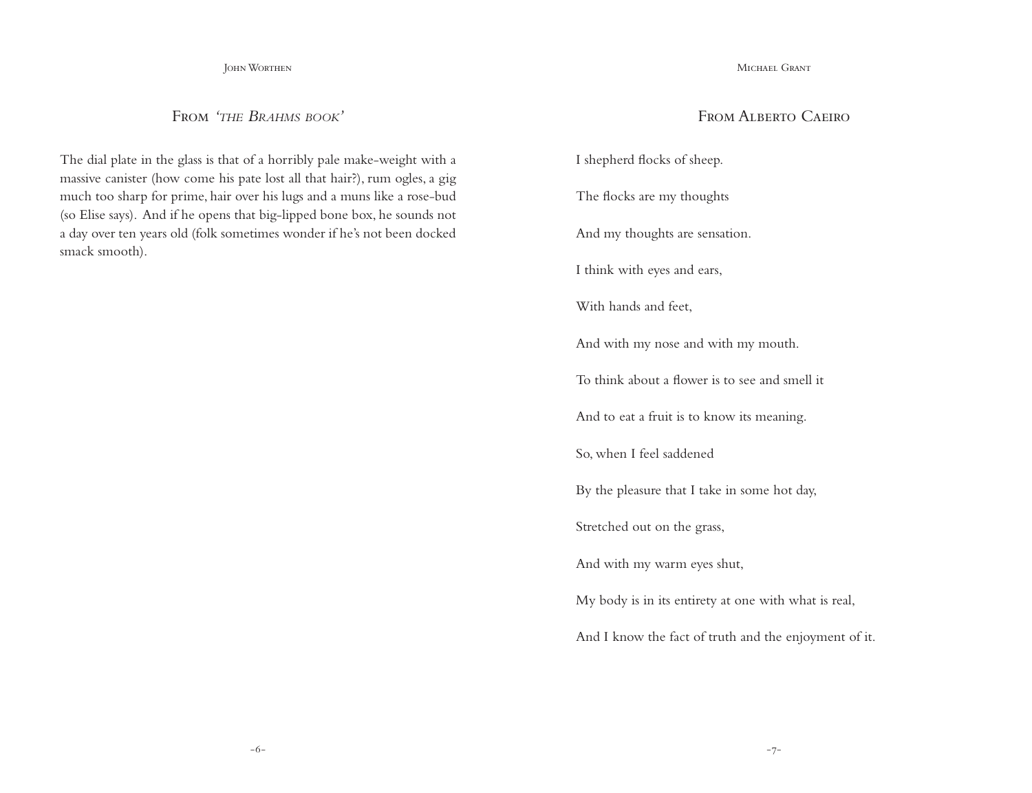## From *'the Brahms book'*

The dial plate in the glass is that of a horribly pale make-weight with a massive canister (how come his pate lost all that hair?), rum ogles, a gig much too sharp for prime, hair over his lugs and a muns like a rose-bud (so Elise says). And if he opens that big-lipped bone box, he sounds not a day over ten years old (folk sometimes wonder if he's not been docked smack smooth).

## From Alberto Caeiro

I shepherd flocks of sheep.

The flocks are my thoughts

And my thoughts are sensation.

I think with eyes and ears,

With hands and feet,

And with my nose and with my mouth.

To think about a flower is to see and smell it

And to eat a fruit is to know its meaning.

So, when I feel saddened

By the pleasure that I take in some hot day,

Stretched out on the grass,

And with my warm eyes shut,

My body is in its entirety at one with what is real,

And I know the fact of truth and the enjoyment of it.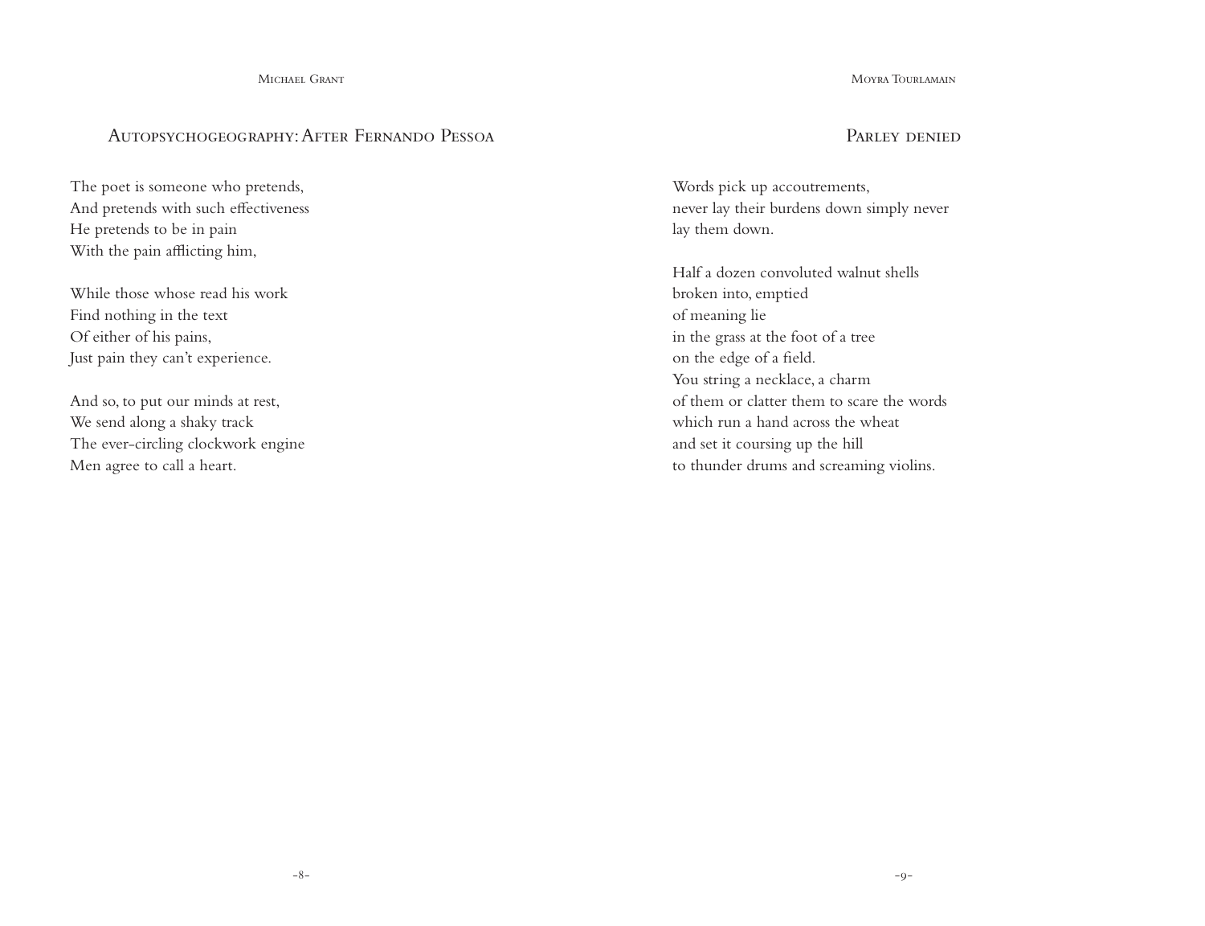Michael Grant

## Autopsychogeography: After Fernando Pessoa

The poet is someone who pretends,
And pretends with such effectiveness
He pretends to be in pain
With the pain afflicting him,

While those whose read his work
Find nothing in the text
Of either of his pains,
Just pain they can't experience.

And so, to put our minds at rest,
We send along a shaky track
The ever-circling clockwork engine
Men agree to call a heart.

Moyra Tourlamain

## Parley denied

Words pick up accoutrements,
never lay their burdens down simply never
lay them down.

Half a dozen convoluted walnut shells
broken into, emptied
of meaning lie
in the grass at the foot of a tree
on the edge of a field.
You string a necklace, a charm
of them or clatter them to scare the words
which run a hand across the wheat
and set it coursing up the hill
to thunder drums and screaming violins.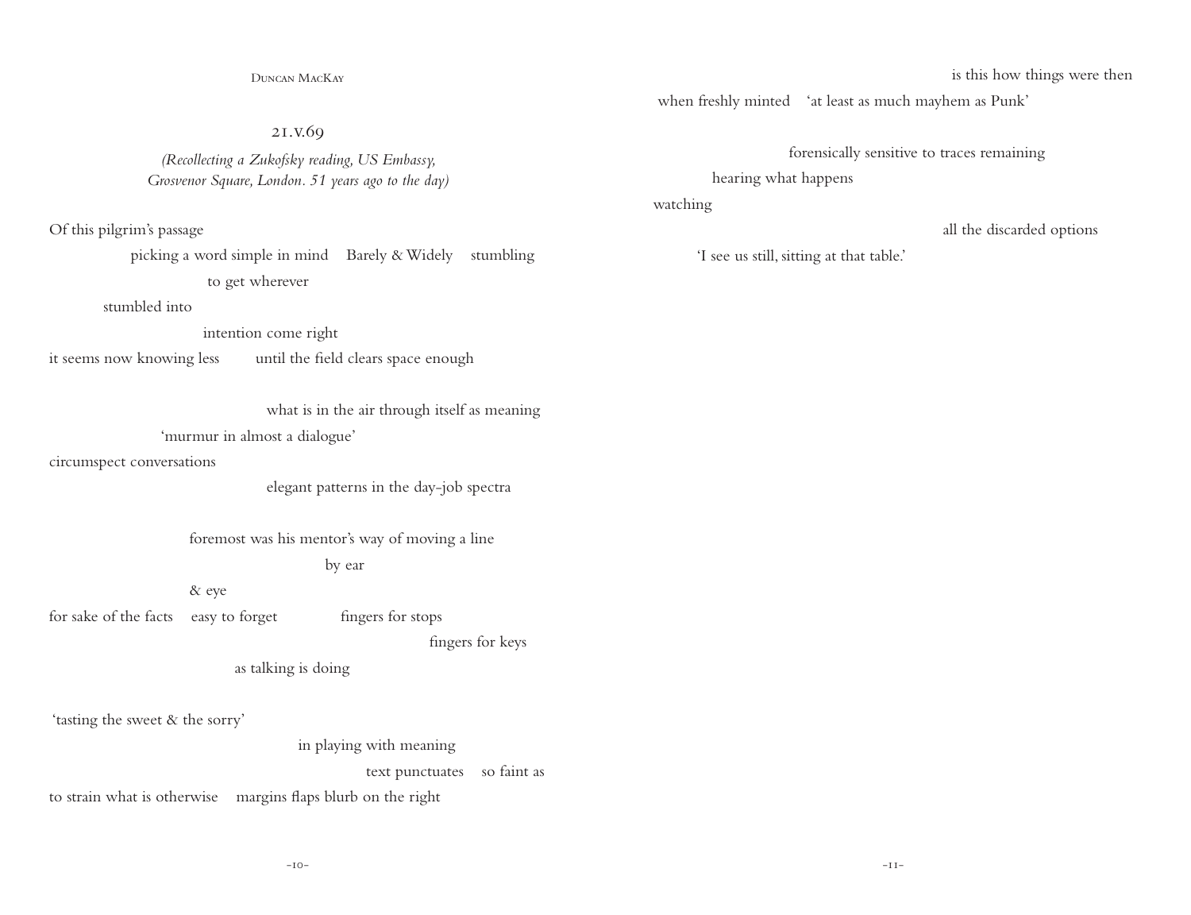Duncan MacKay

## 21.v.69

*(Recollecting a Zukofsky reading, US Embassy, Grosvenor Square, London. 51 years ago to the day)*

Of this pilgrim's passage  
picking a word simple in mind    Barely & Widely    stumbling  
to get wherever  
stumbled into  
intention come right  
it seems now knowing less    until the field clears space enough

what is in the air through itself as meaning  
'murmur in almost a dialogue'  
circumspect conversations  
elegant patterns in the day-job spectra

foremost was his mentor's way of moving a line  
by ear  
& eye  
for sake of the facts    easy to forget    fingers for stops  
fingers for keys  
as talking is doing

'tasting the sweet & the sorry'  
in playing with meaning  
text punctuates    so faint as  
to strain what is otherwise    margins flaps blurb on the right

is this how things were then  
when freshly minted    'at least as much mayhem as Punk'

forensically sensitive to traces remaining  
hearing what happens  
watching  
all the discarded options  
'I see us still, sitting at that table.'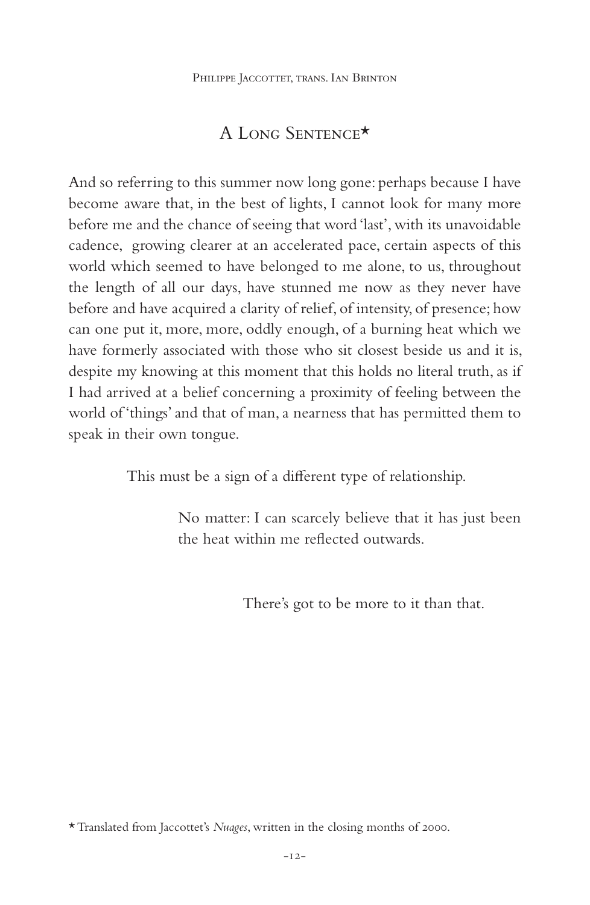Philippe Jaccottet, trans. Ian Brinton

## A Long Sentence*

And so referring to this summer now long gone: perhaps because I have become aware that, in the best of lights, I cannot look for many more before me and the chance of seeing that word 'last', with its unavoidable cadence, growing clearer at an accelerated pace, certain aspects of this world which seemed to have belonged to me alone, to us, throughout the length of all our days, have stunned me now as they never have before and have acquired a clarity of relief, of intensity, of presence; how can one put it, more, more, oddly enough, of a burning heat which we have formerly associated with those who sit closest beside us and it is, despite my knowing at this moment that this holds no literal truth, as if I had arrived at a belief concerning a proximity of feeling between the world of 'things' and that of man, a nearness that has permitted them to speak in their own tongue.

This must be a sign of a different type of relationship.

No matter: I can scarcely believe that it has just been the heat within me reflected outwards.

There's got to be more to it than that.

* Translated from Jaccottet's *Nuages*, written in the closing months of 2000.